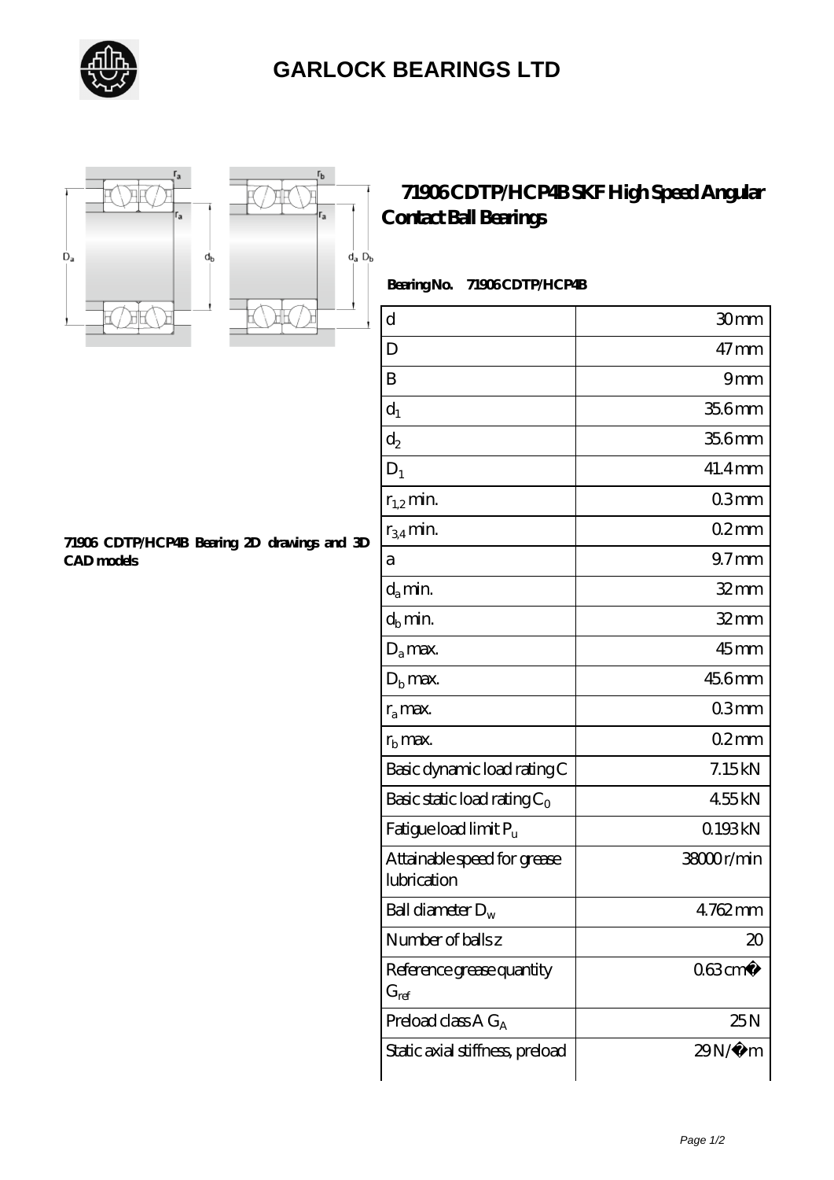# GARLOCK BEARINGS LTD

## 71906 CDTP/HCP4B SKF High Speed Angular Contact Ball Bearings

71906 CDTP/HCP4B Bearing 2D drawings and 3D CAD models

**Bearing No. 71906 CDTP/HCP4B**

| | |
|---|---|
| d | 30 mm |
| D | 47 mm |
| B | 9 mm |
| $d_1$ | 35.6 mm |
| $d_2$ | 35.6 mm |
| $D_1$ | 41.4 mm |
| $r_{1,2}$ min. | 0.3 mm |
| $r_{3,4}$ min. | 0.2 mm |
| a | 9.7 mm |
| $d_a$ min. | 32 mm |
| $d_b$ min. | 32 mm |
| $D_a$ max. | 45 mm |
| $D_b$ max. | 45.6 mm |
| $r_a$ max. | 0.3 mm |
| $r_b$ max. | 0.2 mm |
| Basic dynamic load rating C | 7.15 kN |
| Basic static load rating $C_0$ | 4.55 kN |
| Fatigue load limit $P_u$ | 0.193 kN |
| Attainable speed for grease lubrication | 38000 r/min |
| Ball diameter $D_w$ | 4.762 mm |
| Number of balls z | 20 |
| Reference grease quantity $G_{ref}$ | 0.63 cm� |
| Preload class A $G_A$ | 25 N |
| Static axial stiffness, preload | 29 N/�m |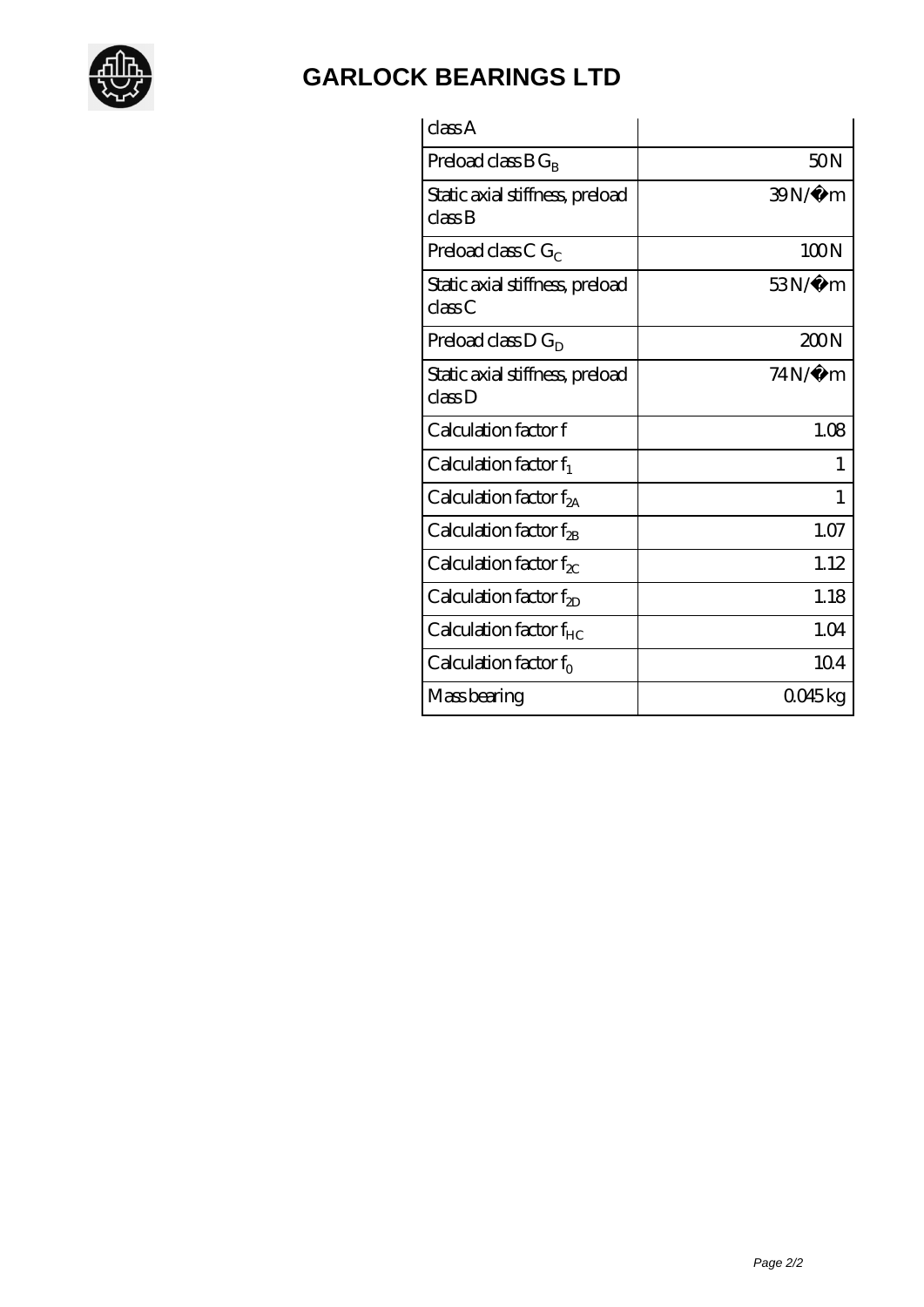# GARLOCK BEARINGS LTD

| | |
|---|---|
| class A | |
| Preload class B $G_B$ | 50 N |
| Static axial stiffness, preload class B | 39 N/µm |
| Preload class C $G_C$ | 100 N |
| Static axial stiffness, preload class C | 53 N/µm |
| Preload class D $G_D$ | 200 N |
| Static axial stiffness, preload class D | 74 N/µm |
| Calculation factor f | 1.08 |
| Calculation factor $f_1$ | 1 |
| Calculation factor $f_{2A}$ | 1 |
| Calculation factor $f_{2B}$ | 1.07 |
| Calculation factor $f_{2C}$ | 1.12 |
| Calculation factor $f_{2D}$ | 1.18 |
| Calculation factor $f_{HC}$ | 1.04 |
| Calculation factor $f_0$ | 10.4 |
| Mass bearing | 0.045 kg |